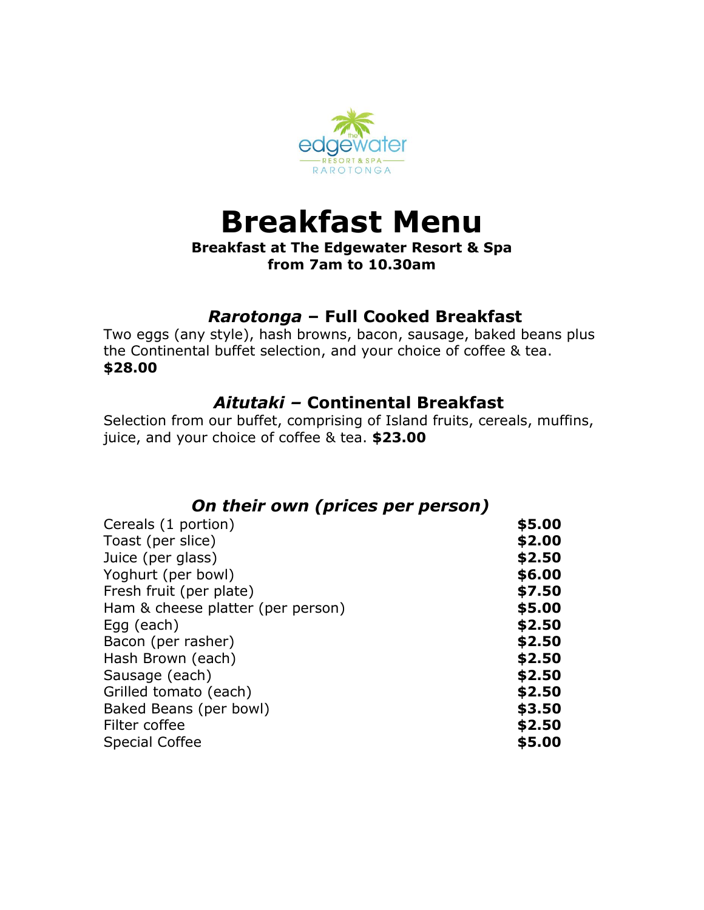# Breakfast Menu

**Breakfast at The Edgewater Resort & Spa**
**from 7am to 10.30am**

## *Rarotonga* – Full Cooked Breakfast

Two eggs (any style), hash browns, bacon, sausage, baked beans plus the Continental buffet selection, and your choice of coffee & tea. **$28.00**

## *Aitutaki* – Continental Breakfast

Selection from our buffet, comprising of Island fruits, cereals, muffins, juice, and your choice of coffee & tea. **$23.00**

## *On their own (prices per person)*

| Item | Price |
|---|---|
| Cereals (1 portion) | **$5.00** |
| Toast (per slice) | **$2.00** |
| Juice (per glass) | **$2.50** |
| Yoghurt (per bowl) | **$6.00** |
| Fresh fruit (per plate) | **$7.50** |
| Ham & cheese platter (per person) | **$5.00** |
| Egg (each) | **$2.50** |
| Bacon (per rasher) | **$2.50** |
| Hash Brown (each) | **$2.50** |
| Sausage (each) | **$2.50** |
| Grilled tomato (each) | **$2.50** |
| Baked Beans (per bowl) | **$3.50** |
| Filter coffee | **$2.50** |
| Special Coffee | **$5.00** |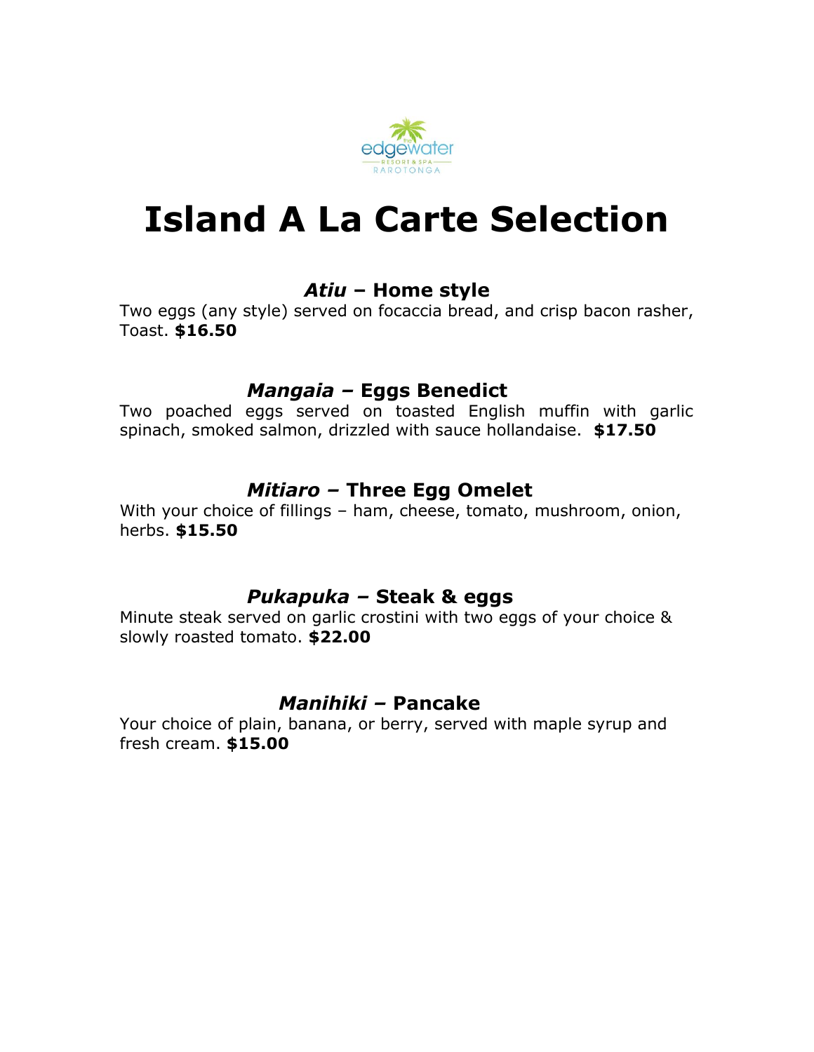# Island A La Carte Selection

### *Atiu* – Home style

Two eggs (any style) served on focaccia bread, and crisp bacon rasher, Toast. **$16.50**

### *Mangaia* – Eggs Benedict

Two poached eggs served on toasted English muffin with garlic spinach, smoked salmon, drizzled with sauce hollandaise. **$17.50**

### *Mitiaro* – Three Egg Omelet

With your choice of fillings – ham, cheese, tomato, mushroom, onion, herbs. **$15.50**

### *Pukapuka* – Steak & eggs

Minute steak served on garlic crostini with two eggs of your choice & slowly roasted tomato. **$22.00**

### *Manihiki* – Pancake

Your choice of plain, banana, or berry, served with maple syrup and fresh cream. **$15.00**